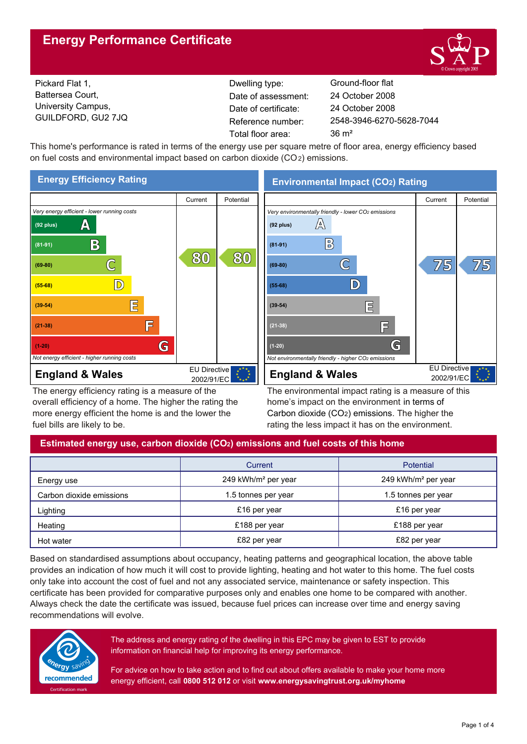# Energy Performance Certificate

Pickard Flat 1,
Battersea Court,
University Campus,
GUILDFORD, GU2 7JQ

| | |
|---|---|
| Dwelling type: | Ground-floor flat |
| Date of assessment: | 24 October 2008 |
| Date of certificate: | 24 October 2008 |
| Reference number: | 2548-3946-6270-5628-7044 |
| Total floor area: | 36 m² |

This home's performance is rated in terms of the energy use per square metre of floor area, energy efficiency based on fuel costs and environmental impact based on carbon dioxide ($CO_2$) emissions.

## Energy Efficiency Rating

| | Current | Potential |
|---|---|---|
| *Very energy efficient - lower running costs* | | |
| (92 plus) A | | |
| (81-91) B | | |
| (69-80) C | 80 | 80 |
| (55-68) D | | |
| (39-54) E | | |
| (21-38) F | | |
| (1-20) G | | |
| *Not energy efficient - higher running costs* | | |
| **England & Wales** | EU Directive 2002/91/EC | |

The energy efficiency rating is a measure of the overall efficiency of a home. The higher the rating the more energy efficient the home is and the lower the fuel bills are likely to be.

## Environmental Impact ($CO_2$) Rating

| | Current | Potential |
|---|---|---|
| *Very environmentally friendly - lower $CO_2$ emissions* | | |
| (92 plus) A | | |
| (81-91) B | | |
| (69-80) C | 75 | 75 |
| (55-68) D | | |
| (39-54) E | | |
| (21-38) F | | |
| (1-20) G | | |
| *Not environmentally friendly - higher $CO_2$ emissions* | | |
| **England & Wales** | EU Directive 2002/91/EC | |

The environmental impact rating is a measure of this home's impact on the environment in terms of Carbon dioxide ($CO_2$) emissions. The higher the rating the less impact it has on the environment.

## Estimated energy use, carbon dioxide ($CO_2$) emissions and fuel costs of this home

| | Current | Potential |
|---|---|---|
| Energy use | 249 kWh/m² per year | 249 kWh/m² per year |
| Carbon dioxide emissions | 1.5 tonnes per year | 1.5 tonnes per year |
| Lighting | £16 per year | £16 per year |
| Heating | £188 per year | £188 per year |
| Hot water | £82 per year | £82 per year |

Based on standardised assumptions about occupancy, heating patterns and geographical location, the above table provides an indication of how much it will cost to provide lighting, heating and hot water to this home. The fuel costs only take into account the cost of fuel and not any associated service, maintenance or safety inspection. This certificate has been provided for comparative purposes only and enables one home to be compared with another. Always check the date the certificate was issued, because fuel prices can increase over time and energy saving recommendations will evolve.

energy saving recommended — Certification mark

The address and energy rating of the dwelling in this EPC may be given to EST to provide information on financial help for improving its energy performance.

For advice on how to take action and to find out about offers available to make your home more energy efficient, call **0800 512 012** or visit **www.energysavingtrust.org.uk/myhome**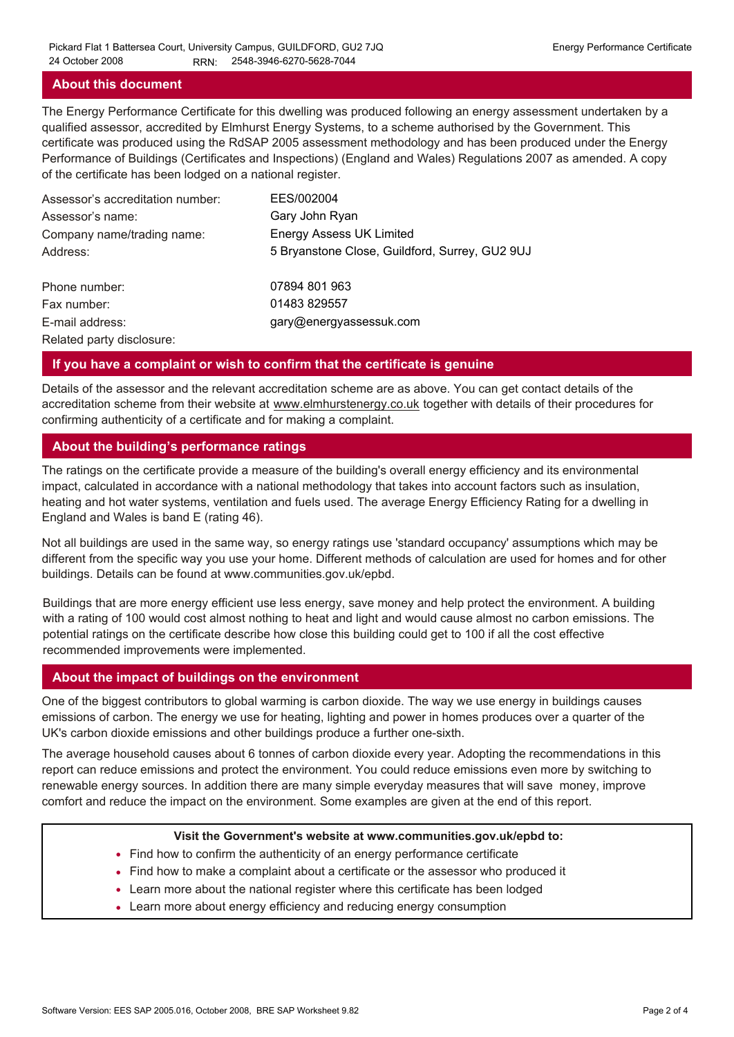## About this document

The Energy Performance Certificate for this dwelling was produced following an energy assessment undertaken by a qualified assessor, accredited by Elmhurst Energy Systems, to a scheme authorised by the Government. This certificate was produced using the RdSAP 2005 assessment methodology and has been produced under the Energy Performance of Buildings (Certificates and Inspections) (England and Wales) Regulations 2007 as amended. A copy of the certificate has been lodged on a national register.

| | |
|---|---|
| Assessor's accreditation number: | EES/002004 |
| Assessor's name: | Gary John Ryan |
| Company name/trading name: | Energy Assess UK Limited |
| Address: | 5 Bryanstone Close, Guildford, Surrey, GU2 9UJ |
| Phone number: | 07894 801 963 |
| Fax number: | 01483 829557 |
| E-mail address: | gary@energyassessuk.com |
| Related party disclosure: | |

## If you have a complaint or wish to confirm that the certificate is genuine

Details of the assessor and the relevant accreditation scheme are as above. You can get contact details of the accreditation scheme from their website at www.elmhurstenergy.co.uk together with details of their procedures for confirming authenticity of a certificate and for making a complaint.

## About the building's performance ratings

The ratings on the certificate provide a measure of the building's overall energy efficiency and its environmental impact, calculated in accordance with a national methodology that takes into account factors such as insulation, heating and hot water systems, ventilation and fuels used. The average Energy Efficiency Rating for a dwelling in England and Wales is band E (rating 46).

Not all buildings are used in the same way, so energy ratings use 'standard occupancy' assumptions which may be different from the specific way you use your home. Different methods of calculation are used for homes and for other buildings. Details can be found at www.communities.gov.uk/epbd.

Buildings that are more energy efficient use less energy, save money and help protect the environment. A building with a rating of 100 would cost almost nothing to heat and light and would cause almost no carbon emissions. The potential ratings on the certificate describe how close this building could get to 100 if all the cost effective recommended improvements were implemented.

## About the impact of buildings on the environment

One of the biggest contributors to global warming is carbon dioxide. The way we use energy in buildings causes emissions of carbon. The energy we use for heating, lighting and power in homes produces over a quarter of the UK's carbon dioxide emissions and other buildings produce a further one-sixth.

The average household causes about 6 tonnes of carbon dioxide every year. Adopting the recommendations in this report can reduce emissions and protect the environment. You could reduce emissions even more by switching to renewable energy sources. In addition there are many simple everyday measures that will save money, improve comfort and reduce the impact on the environment. Some examples are given at the end of this report.

**Visit the Government's website at www.communities.gov.uk/epbd to:**

- Find how to confirm the authenticity of an energy performance certificate
- Find how to make a complaint about a certificate or the assessor who produced it
- Learn more about the national register where this certificate has been lodged
- Learn more about energy efficiency and reducing energy consumption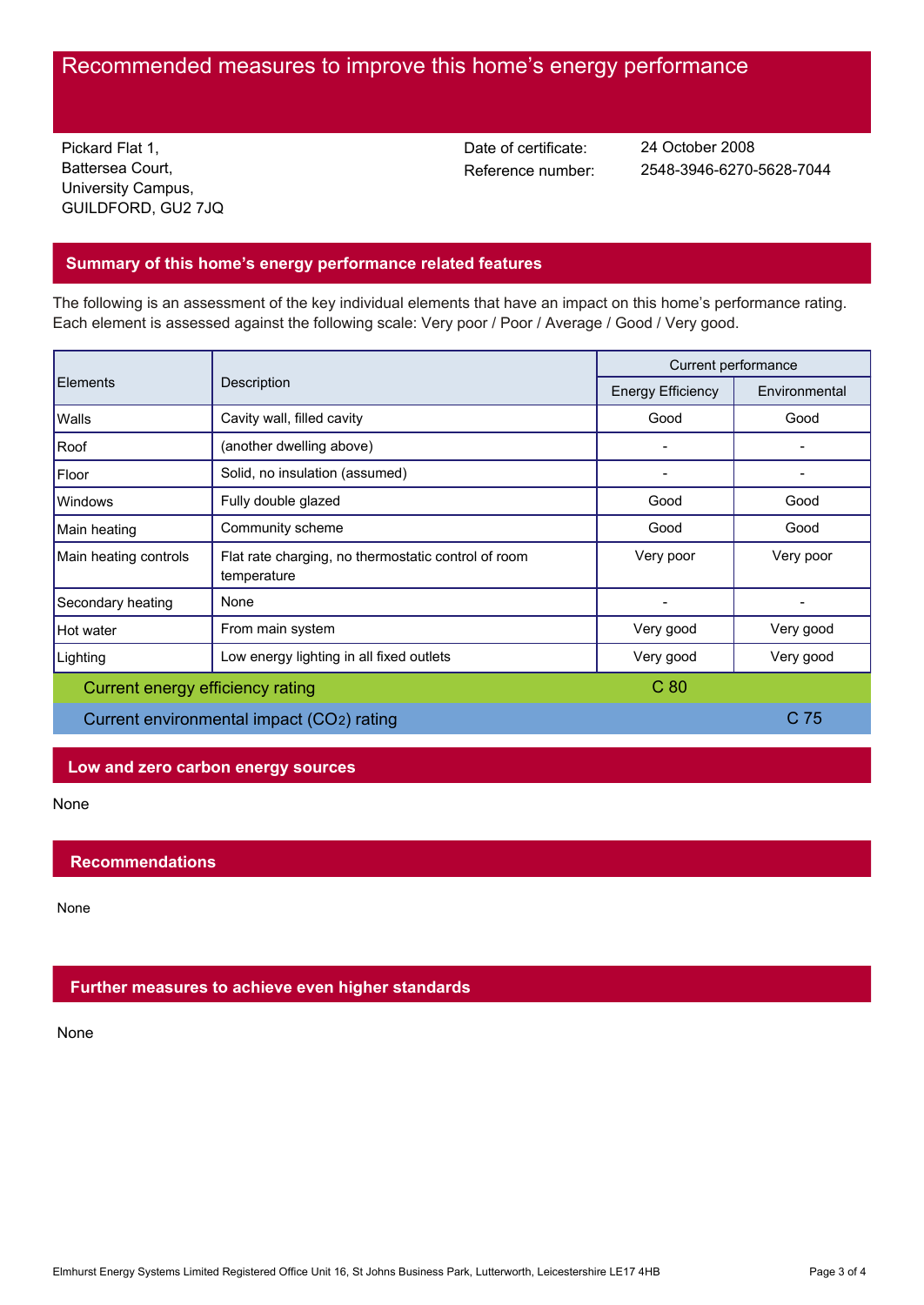# Recommended measures to improve this home's energy performance

Pickard Flat 1,
Battersea Court,
University Campus,
GUILDFORD, GU2 7JQ

Date of certificate: 24 October 2008
Reference number: 2548-3946-6270-5628-7044

## Summary of this home's energy performance related features

The following is an assessment of the key individual elements that have an impact on this home's performance rating. Each element is assessed against the following scale: Very poor / Poor / Average / Good / Very good.

| Elements | Description | Current performance | |
|---|---|---|---|
| | | Energy Efficiency | Environmental |
| Walls | Cavity wall, filled cavity | Good | Good |
| Roof | (another dwelling above) | - | - |
| Floor | Solid, no insulation (assumed) | - | - |
| Windows | Fully double glazed | Good | Good |
| Main heating | Community scheme | Good | Good |
| Main heating controls | Flat rate charging, no thermostatic control of room temperature | Very poor | Very poor |
| Secondary heating | None | - | - |
| Hot water | From main system | Very good | Very good |
| Lighting | Low energy lighting in all fixed outlets | Very good | Very good |
| Current energy efficiency rating | | C 80 | |
| Current environmental impact ($CO_2$) rating | | | C 75 |

## Low and zero carbon energy sources

None

## Recommendations

None

## Further measures to achieve even higher standards

None

Elmhurst Energy Systems Limited Registered Office Unit 16, St Johns Business Park, Lutterworth, Leicestershire LE17 4HB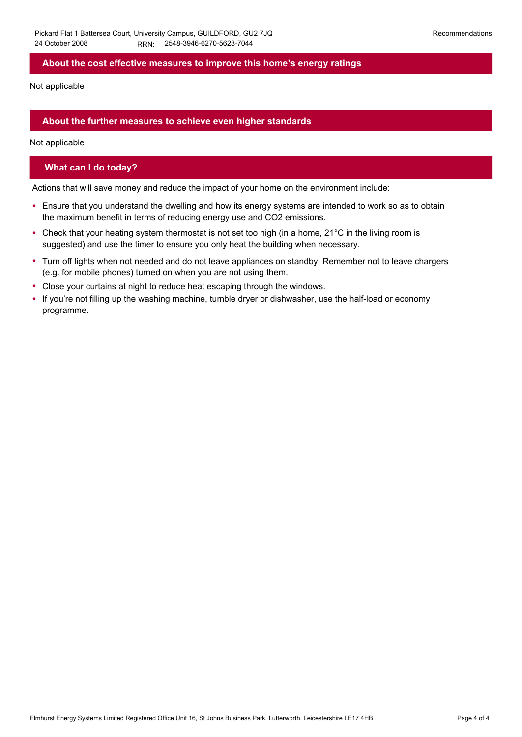## About the cost effective measures to improve this home's energy ratings

Not applicable

## About the further measures to achieve even higher standards

Not applicable

## What can I do today?

Actions that will save money and reduce the impact of your home on the environment include:

- Ensure that you understand the dwelling and how its energy systems are intended to work so as to obtain the maximum benefit in terms of reducing energy use and $CO_2$ emissions.
- Check that your heating system thermostat is not set too high (in a home, 21°C in the living room is suggested) and use the timer to ensure you only heat the building when necessary.
- Turn off lights when not needed and do not leave appliances on standby. Remember not to leave chargers (e.g. for mobile phones) turned on when you are not using them.
- Close your curtains at night to reduce heat escaping through the windows.
- If you're not filling up the washing machine, tumble dryer or dishwasher, use the half-load or economy programme.